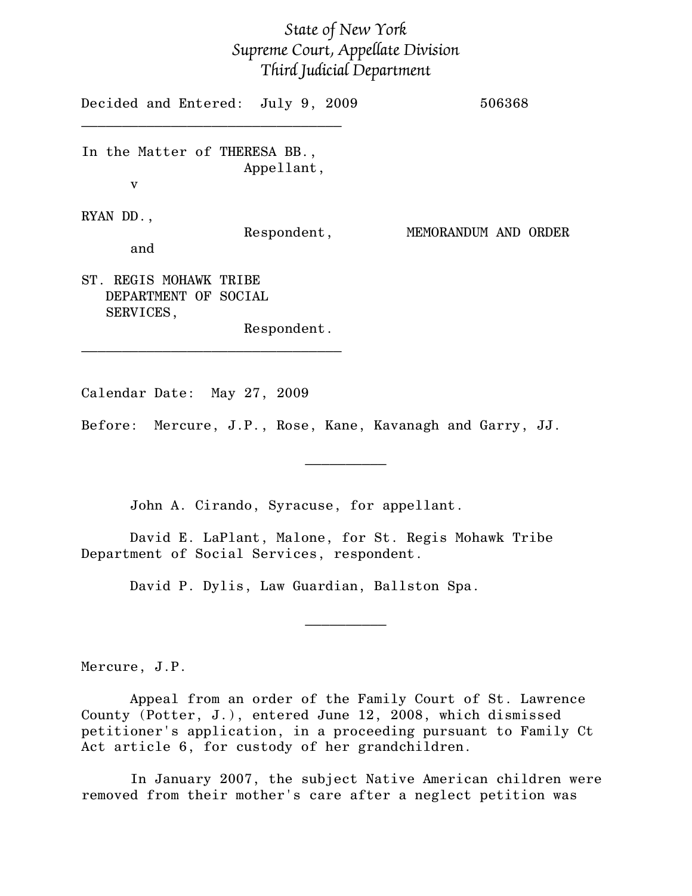*State of New York*
*Supreme Court, Appellate Division*
*Third Judicial Department*

Decided and Entered: July 9, 2009 506368

---

In the Matter of THERESA BB.,
Appellant,

v

RYAN DD.,
Respondent,

and

ST. REGIS MOHAWK TRIBE DEPARTMENT OF SOCIAL SERVICES,
Respondent.

MEMORANDUM AND ORDER

---

Calendar Date: May 27, 2009

Before: Mercure, J.P., Rose, Kane, Kavanagh and Garry, JJ.

---

John A. Cirando, Syracuse, for appellant.

David E. LaPlant, Malone, for St. Regis Mohawk Tribe Department of Social Services, respondent.

David P. Dylis, Law Guardian, Ballston Spa.

---

Mercure, J.P.

Appeal from an order of the Family Court of St. Lawrence County (Potter, J.), entered June 12, 2008, which dismissed petitioner's application, in a proceeding pursuant to Family Ct Act article 6, for custody of her grandchildren.

In January 2007, the subject Native American children were removed from their mother's care after a neglect petition was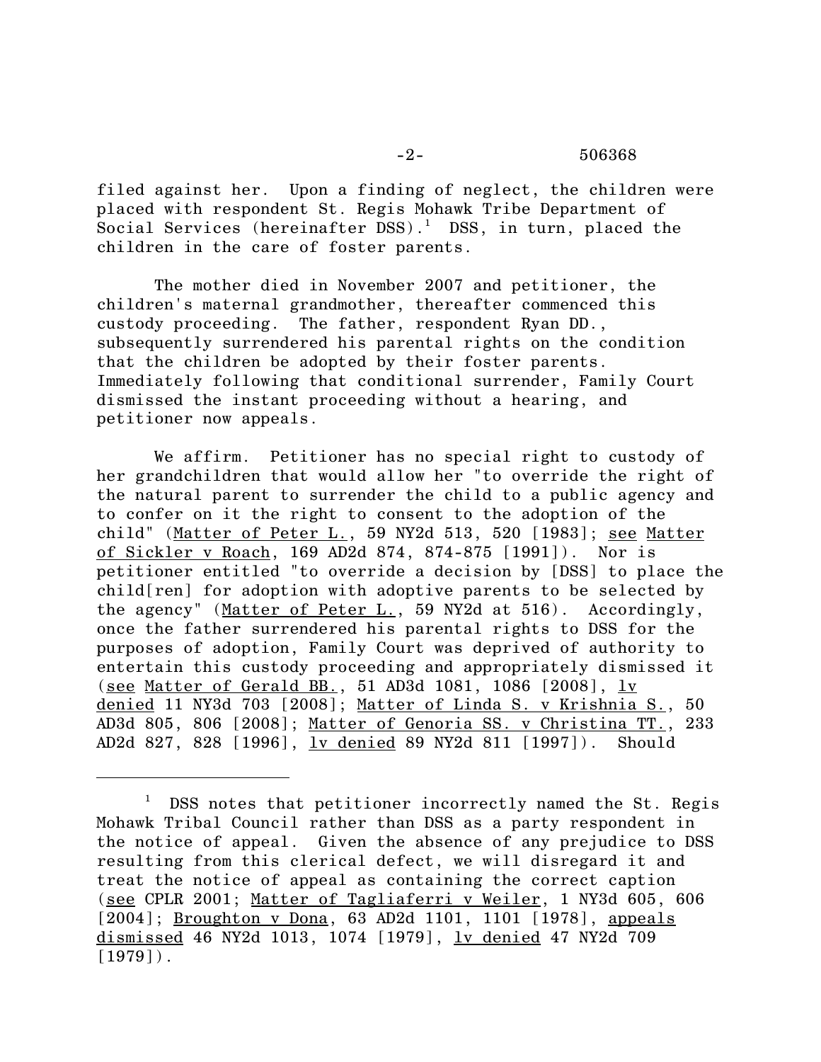filed against her. Upon a finding of neglect, the children were placed with respondent St. Regis Mohawk Tribe Department of Social Services (hereinafter DSS).[1] DSS, in turn, placed the children in the care of foster parents.

The mother died in November 2007 and petitioner, the children's maternal grandmother, thereafter commenced this custody proceeding. The father, respondent Ryan DD., subsequently surrendered his parental rights on the condition that the children be adopted by their foster parents. Immediately following that conditional surrender, Family Court dismissed the instant proceeding without a hearing, and petitioner now appeals.

We affirm. Petitioner has no special right to custody of her grandchildren that would allow her "to override the right of the natural parent to surrender the child to a public agency and to confer on it the right to consent to the adoption of the child" (Matter of Peter L., 59 NY2d 513, 520 [1983]; see Matter of Sickler v Roach, 169 AD2d 874, 874-875 [1991]). Nor is petitioner entitled "to override a decision by [DSS] to place the child[ren] for adoption with adoptive parents to be selected by the agency" (Matter of Peter L., 59 NY2d at 516). Accordingly, once the father surrendered his parental rights to DSS for the purposes of adoption, Family Court was deprived of authority to entertain this custody proceeding and appropriately dismissed it (see Matter of Gerald BB., 51 AD3d 1081, 1086 [2008], lv denied 11 NY3d 703 [2008]; Matter of Linda S. v Krishnia S., 50 AD3d 805, 806 [2008]; Matter of Genoria SS. v Christina TT., 233 AD2d 827, 828 [1996], lv denied 89 NY2d 811 [1997]). Should

---

[1] DSS notes that petitioner incorrectly named the St. Regis Mohawk Tribal Council rather than DSS as a party respondent in the notice of appeal. Given the absence of any prejudice to DSS resulting from this clerical defect, we will disregard it and treat the notice of appeal as containing the correct caption (see CPLR 2001; Matter of Tagliaferri v Weiler, 1 NY3d 605, 606 [2004]; Broughton v Dona, 63 AD2d 1101, 1101 [1978], appeals dismissed 46 NY2d 1013, 1074 [1979], lv denied 47 NY2d 709 [1979]).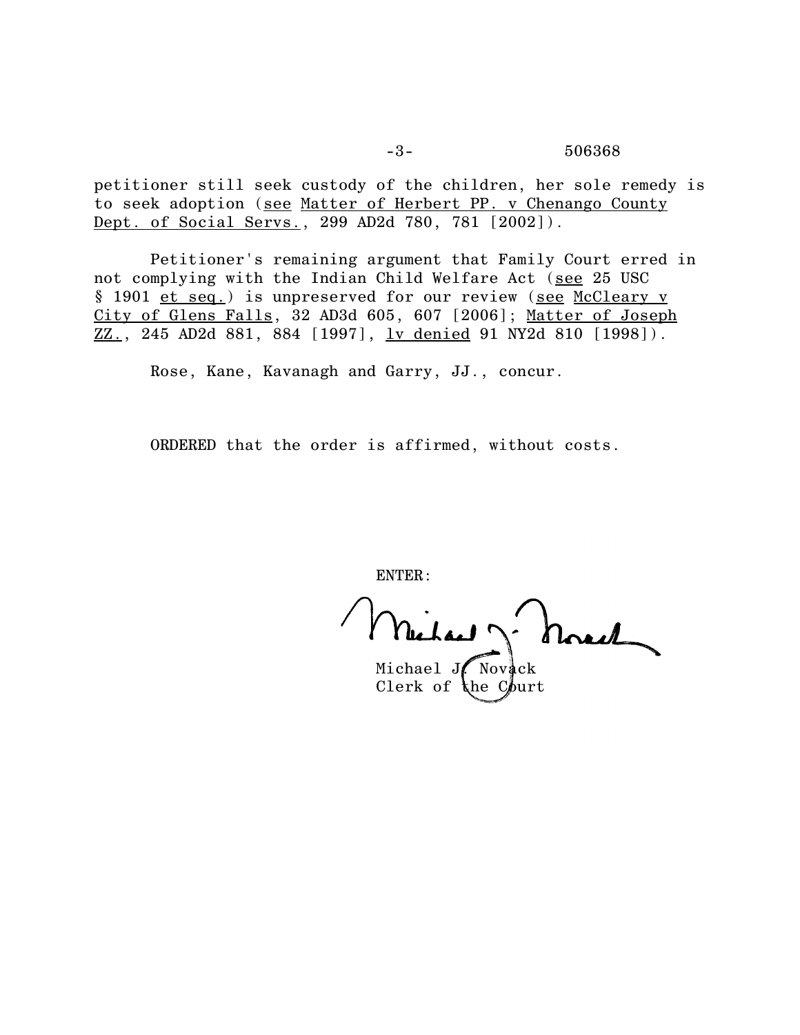petitioner still seek custody of the children, her sole remedy is to seek adoption (see Matter of Herbert PP. v Chenango County Dept. of Social Servs., 299 AD2d 780, 781 [2002]).

Petitioner's remaining argument that Family Court erred in not complying with the Indian Child Welfare Act (see 25 USC § 1901 et seq.) is unpreserved for our review (see McCleary v City of Glens Falls, 32 AD3d 605, 607 [2006]; Matter of Joseph ZZ., 245 AD2d 881, 884 [1997], lv denied 91 NY2d 810 [1998]).

Rose, Kane, Kavanagh and Garry, JJ., concur.

ORDERED that the order is affirmed, without costs.

ENTER:

Michael J. Novack
Clerk of the Court